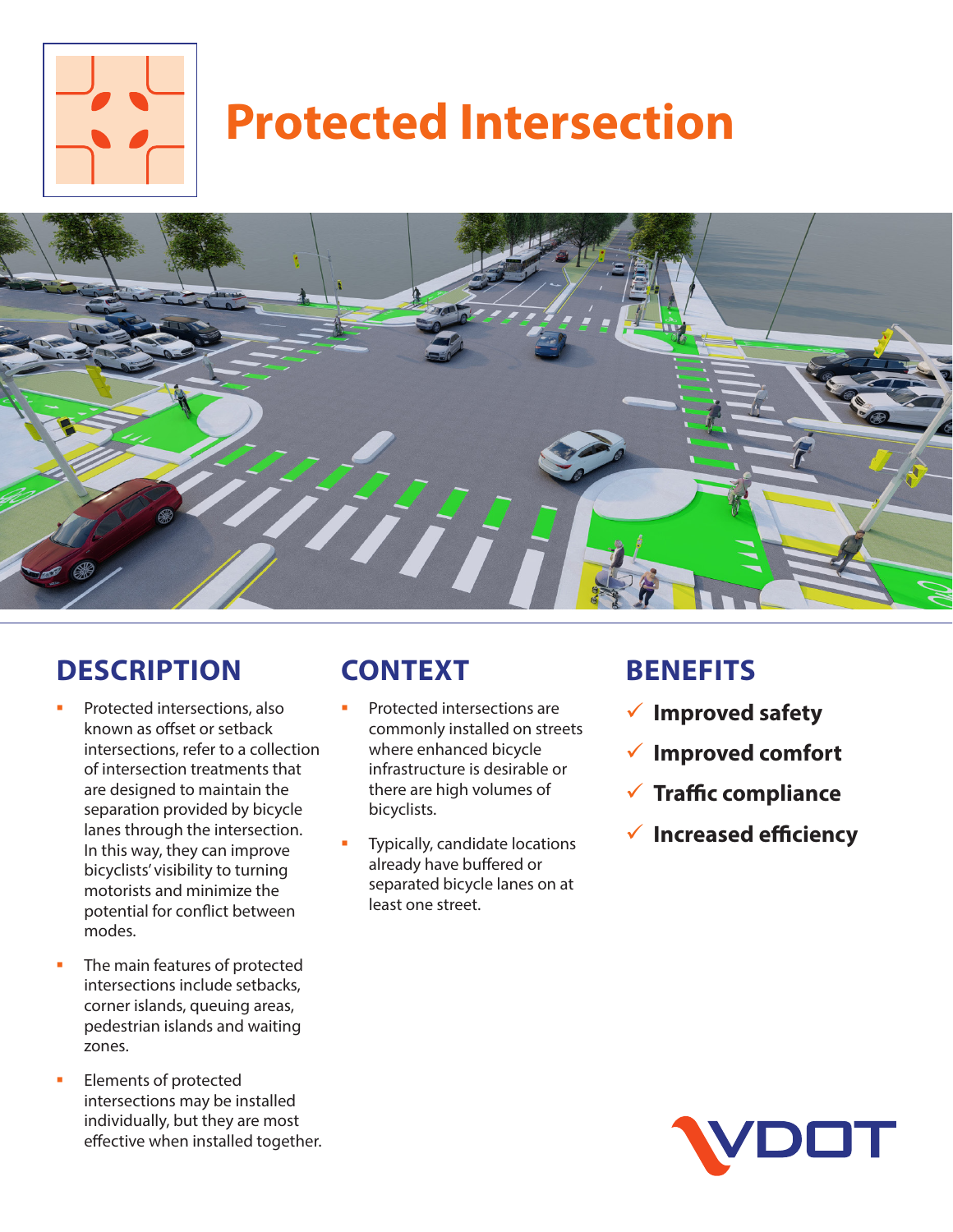# Protected Intersection

## DESCRIPTION

- Protected intersections, also known as offset or setback intersections, refer to a collection of intersection treatments that are designed to maintain the separation provided by bicycle lanes through the intersection. In this way, they can improve bicyclists' visibility to turning motorists and minimize the potential for conflict between modes.
- The main features of protected intersections include setbacks, corner islands, queuing areas, pedestrian islands and waiting zones.
- Elements of protected intersections may be installed individually, but they are most effective when installed together.

## CONTEXT

- Protected intersections are commonly installed on streets where enhanced bicycle infrastructure is desirable or there are high volumes of bicyclists.
- Typically, candidate locations already have buffered or separated bicycle lanes on at least one street.

## BENEFITS

- ✓ **Improved safety**
- ✓ **Improved comfort**
- ✓ **Traffic compliance**
- ✓ **Increased efficiency**

VDOT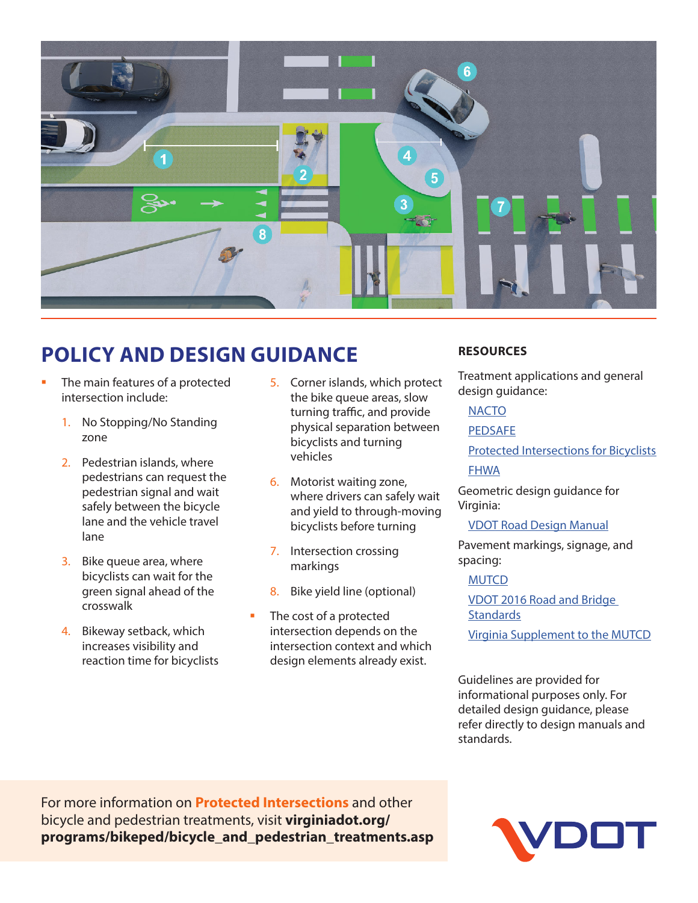## POLICY AND DESIGN GUIDANCE

- The main features of a protected intersection include:
  1. No Stopping/No Standing zone
  2. Pedestrian islands, where pedestrians can request the pedestrian signal and wait safely between the bicycle lane and the vehicle travel lane
  3. Bike queue area, where bicyclists can wait for the green signal ahead of the crosswalk
  4. Bikeway setback, which increases visibility and reaction time for bicyclists
  5. Corner islands, which protect the bike queue areas, slow turning traffic, and provide physical separation between bicyclists and turning vehicles
  6. Motorist waiting zone, where drivers can safely wait and yield to through-moving bicyclists before turning
  7. Intersection crossing markings
  8. Bike yield line (optional)
- The cost of a protected intersection depends on the intersection context and which design elements already exist.

### RESOURCES

Treatment applications and general design guidance:

- NACTO
- PEDSAFE
- Protected Intersections for Bicyclists
- FHWA

Geometric design guidance for Virginia:

- VDOT Road Design Manual

Pavement markings, signage, and spacing:

- MUTCD
- VDOT 2016 Road and Bridge Standards
- Virginia Supplement to the MUTCD

Guidelines are provided for informational purposes only. For detailed design guidance, please refer directly to design manuals and standards.

For more information on **Protected Intersections** and other bicycle and pedestrian treatments, visit **virginiadot.org/programs/bikeped/bicycle_and_pedestrian_treatments.asp**

VDOT